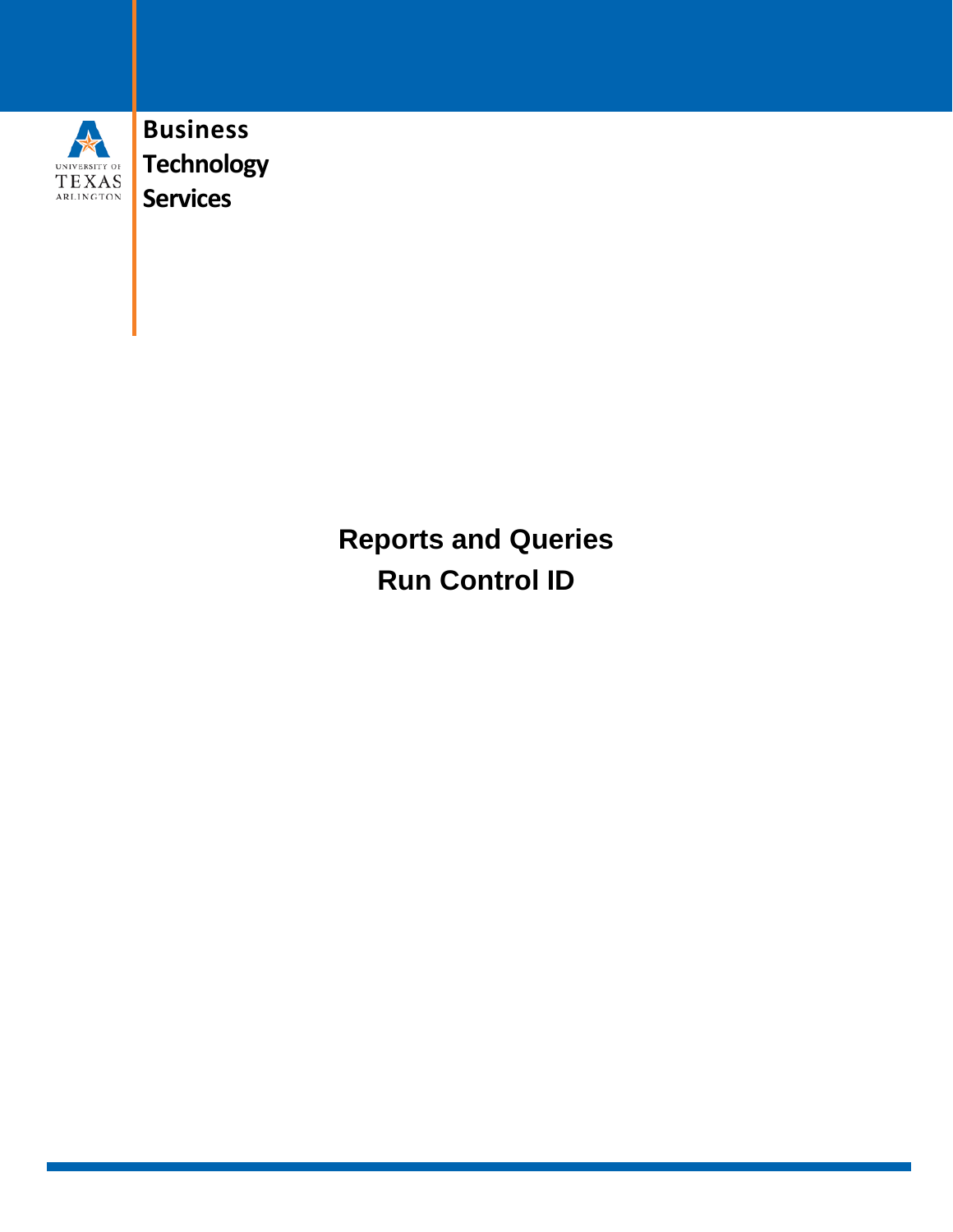University of Texas Arlington

**Business Technology Services**

# Reports and Queries
# Run Control ID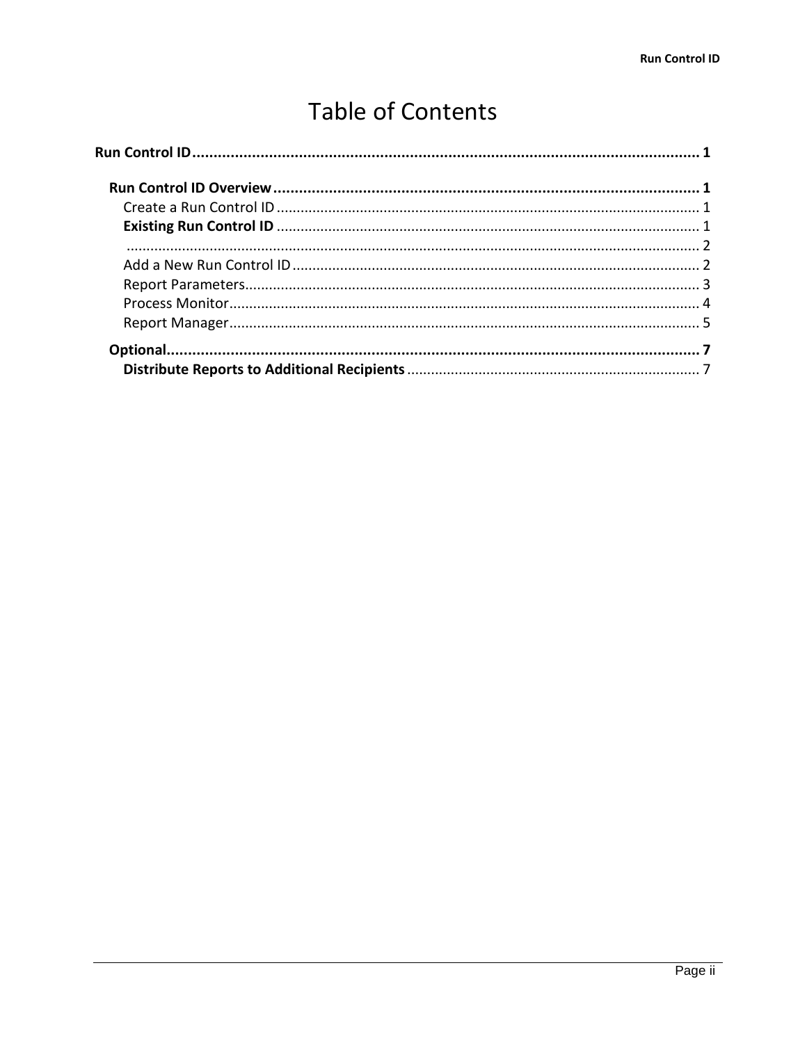# Table of Contents

**Run Control ID** ........................................................ **1**

- **Run Control ID Overview** ........................................................ **1**
  - Create a Run Control ID ........................................................ 1
  - **Existing Run Control ID** ........................................................ 1
  - ........................................................ 2
  - Add a New Run Control ID ........................................................ 2
  - Report Parameters ........................................................ 3
  - Process Monitor ........................................................ 4
  - Report Manager ........................................................ 5
- **Optional** ........................................................ **7**
  - **Distribute Reports to Additional Recipients** ........................................................ 7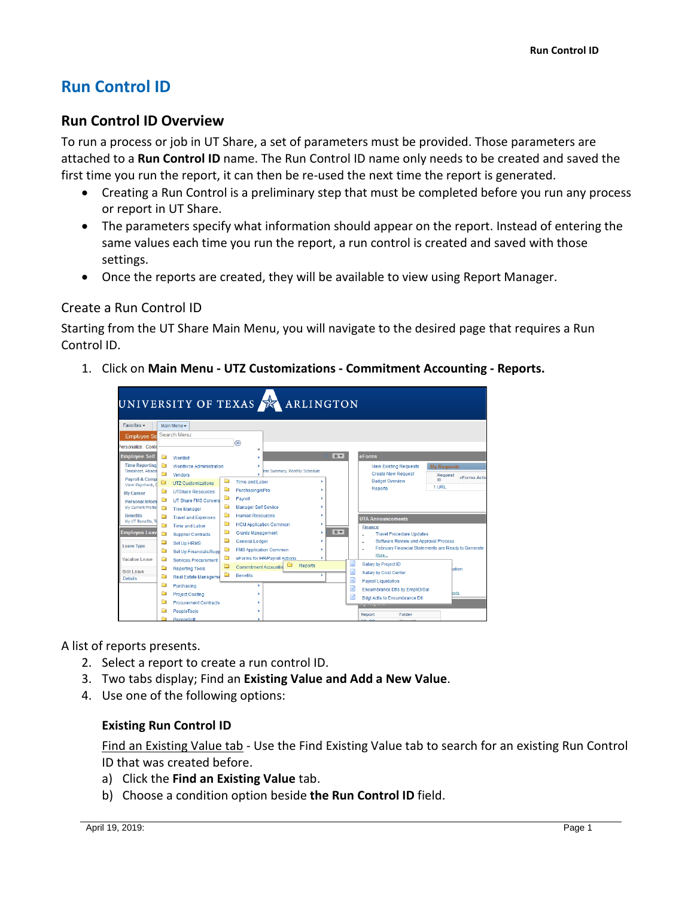# Run Control ID

## Run Control ID Overview

To run a process or job in UT Share, a set of parameters must be provided. Those parameters are attached to a **Run Control ID** name. The Run Control ID name only needs to be created and saved the first time you run the report, it can then be re-used the next time the report is generated.

- Creating a Run Control is a preliminary step that must be completed before you run any process or report in UT Share.
- The parameters specify what information should appear on the report. Instead of entering the same values each time you run the report, a run control is created and saved with those settings.
- Once the reports are created, they will be available to view using Report Manager.

### Create a Run Control ID

Starting from the UT Share Main Menu, you will navigate to the desired page that requires a Run Control ID.

1. Click on **Main Menu - UTZ Customizations - Commitment Accounting - Reports.**

A list of reports presents.

2. Select a report to create a run control ID.
3. Two tabs display; Find an **Existing Value and Add a New Value**.
4. Use one of the following options:

#### Existing Run Control ID

Find an Existing Value tab - Use the Find Existing Value tab to search for an existing Run Control ID that was created before.

a) Click the **Find an Existing Value** tab.

b) Choose a condition option beside **the Run Control ID** field.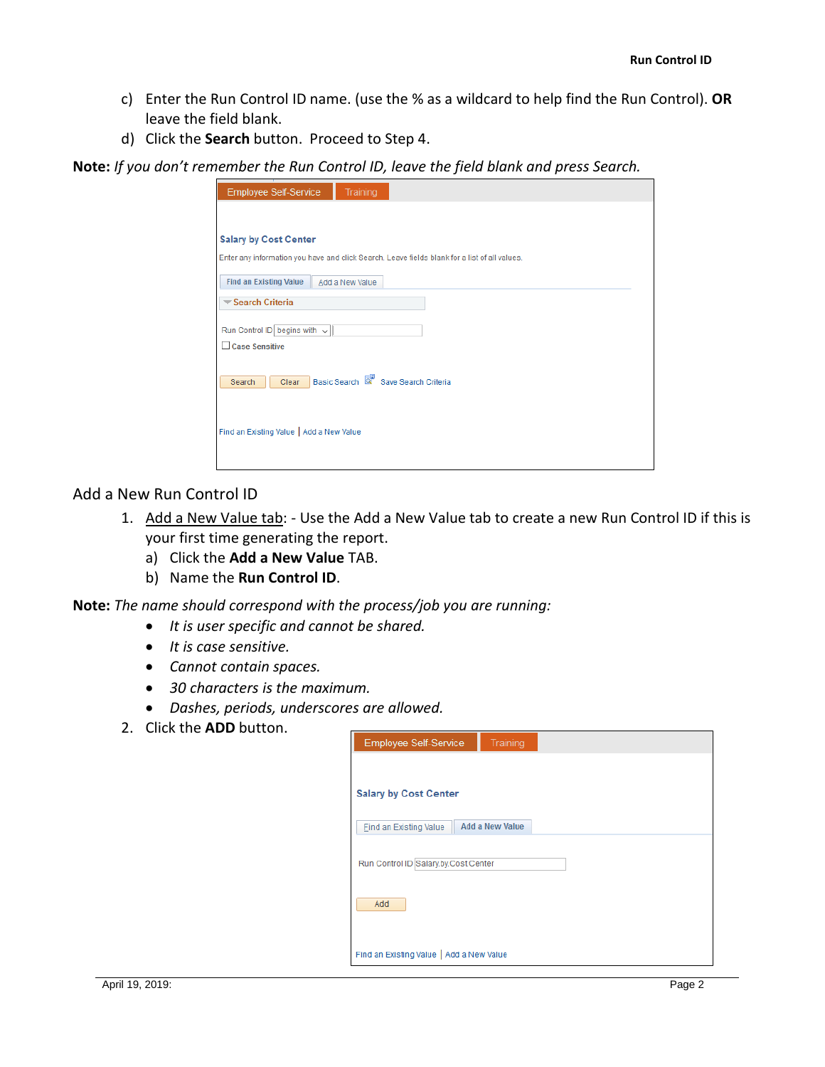c) Enter the Run Control ID name. (use the % as a wildcard to help find the Run Control). **OR** leave the field blank.

d) Click the **Search** button. Proceed to Step 4.

**Note:** *If you don't remember the Run Control ID, leave the field blank and press Search.*

## Add a New Run Control ID

1. Add a New Value tab: - Use the Add a New Value tab to create a new Run Control ID if this is your first time generating the report.
   a) Click the **Add a New Value** TAB.
   b) Name the **Run Control ID**.

**Note:** *The name should correspond with the process/job you are running:*

- *It is user specific and cannot be shared.*
- *It is case sensitive.*
- *Cannot contain spaces.*
- *30 characters is the maximum.*
- *Dashes, periods, underscores are allowed.*

2. Click the **ADD** button.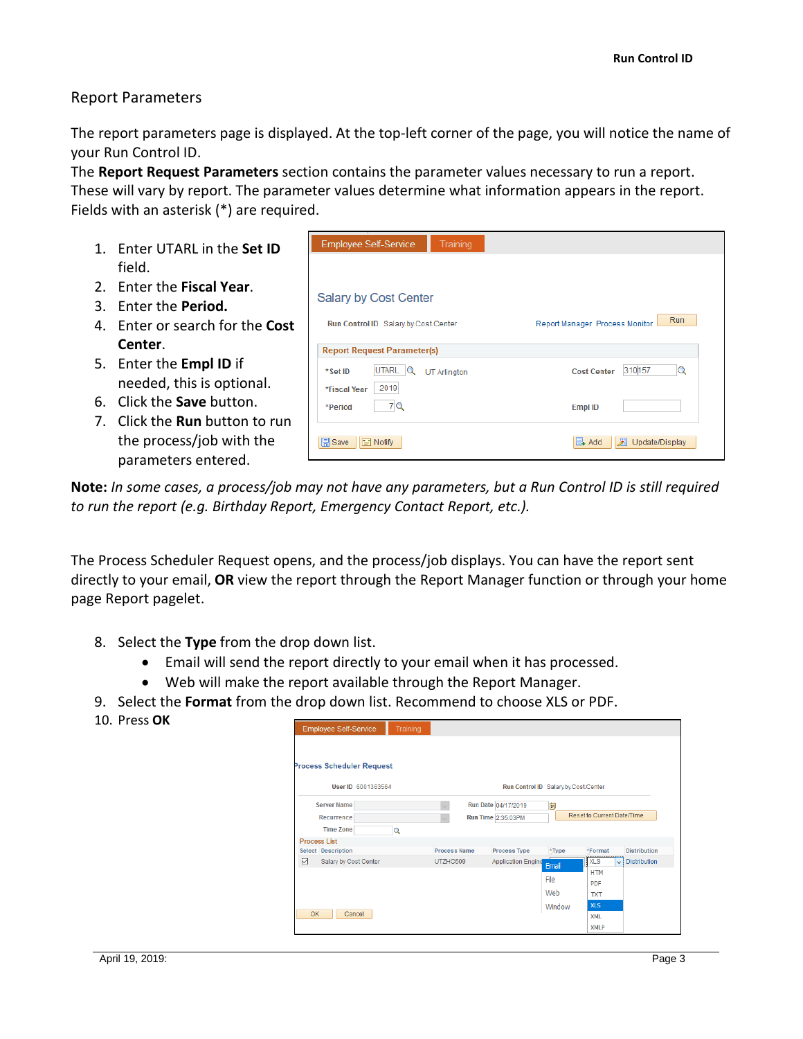## Report Parameters

The report parameters page is displayed. At the top-left corner of the page, you will notice the name of your Run Control ID.

The **Report Request Parameters** section contains the parameter values necessary to run a report. These will vary by report. The parameter values determine what information appears in the report. Fields with an asterisk (*) are required.

1. Enter UTARL in the **Set ID** field.
2. Enter the **Fiscal Year**.
3. Enter the **Period.**
4. Enter or search for the **Cost Center**.
5. Enter the **Empl ID** if needed, this is optional.
6. Click the **Save** button.
7. Click the **Run** button to run the process/job with the parameters entered.

**Note:** *In some cases, a process/job may not have any parameters, but a Run Control ID is still required to run the report (e.g. Birthday Report, Emergency Contact Report, etc.).*

The Process Scheduler Request opens, and the process/job displays. You can have the report sent directly to your email, **OR** view the report through the Report Manager function or through your home page Report pagelet.

8. Select the **Type** from the drop down list.
   - Email will send the report directly to your email when it has processed.
   - Web will make the report available through the Report Manager.
9. Select the **Format** from the drop down list. Recommend to choose XLS or PDF.
10. Press **OK**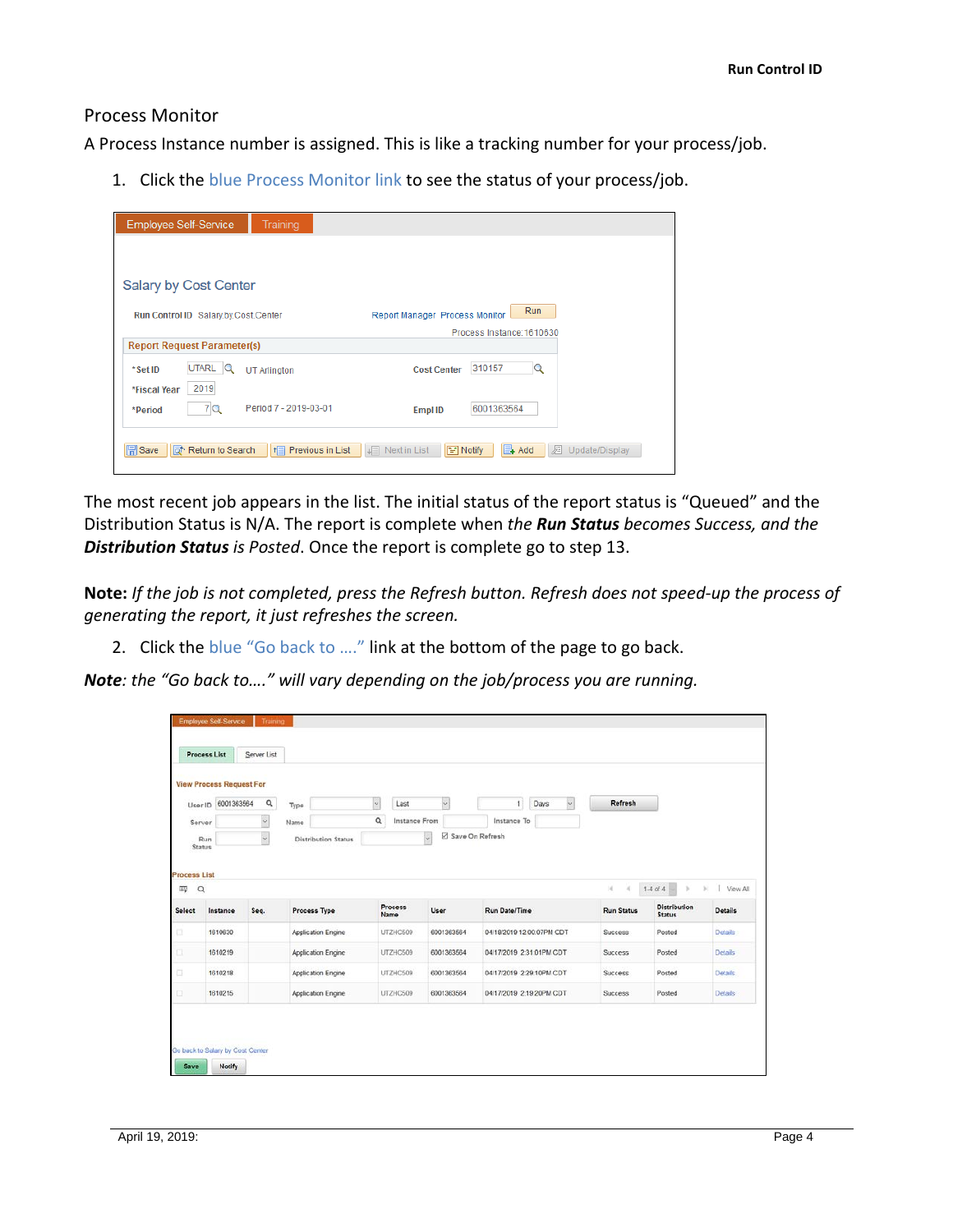## Process Monitor

A Process Instance number is assigned. This is like a tracking number for your process/job.

1. Click the blue Process Monitor link to see the status of your process/job.

The most recent job appears in the list. The initial status of the report status is "Queued" and the Distribution Status is N/A. The report is complete when *the **Run Status** becomes Success, and the* ***Distribution Status*** *is Posted*. Once the report is complete go to step 13.

**Note:** *If the job is not completed, press the Refresh button. Refresh does not speed-up the process of generating the report, it just refreshes the screen.*

2. Click the blue "Go back to …." link at the bottom of the page to go back.

***Note**: the "Go back to…." will vary depending on the job/process you are running.*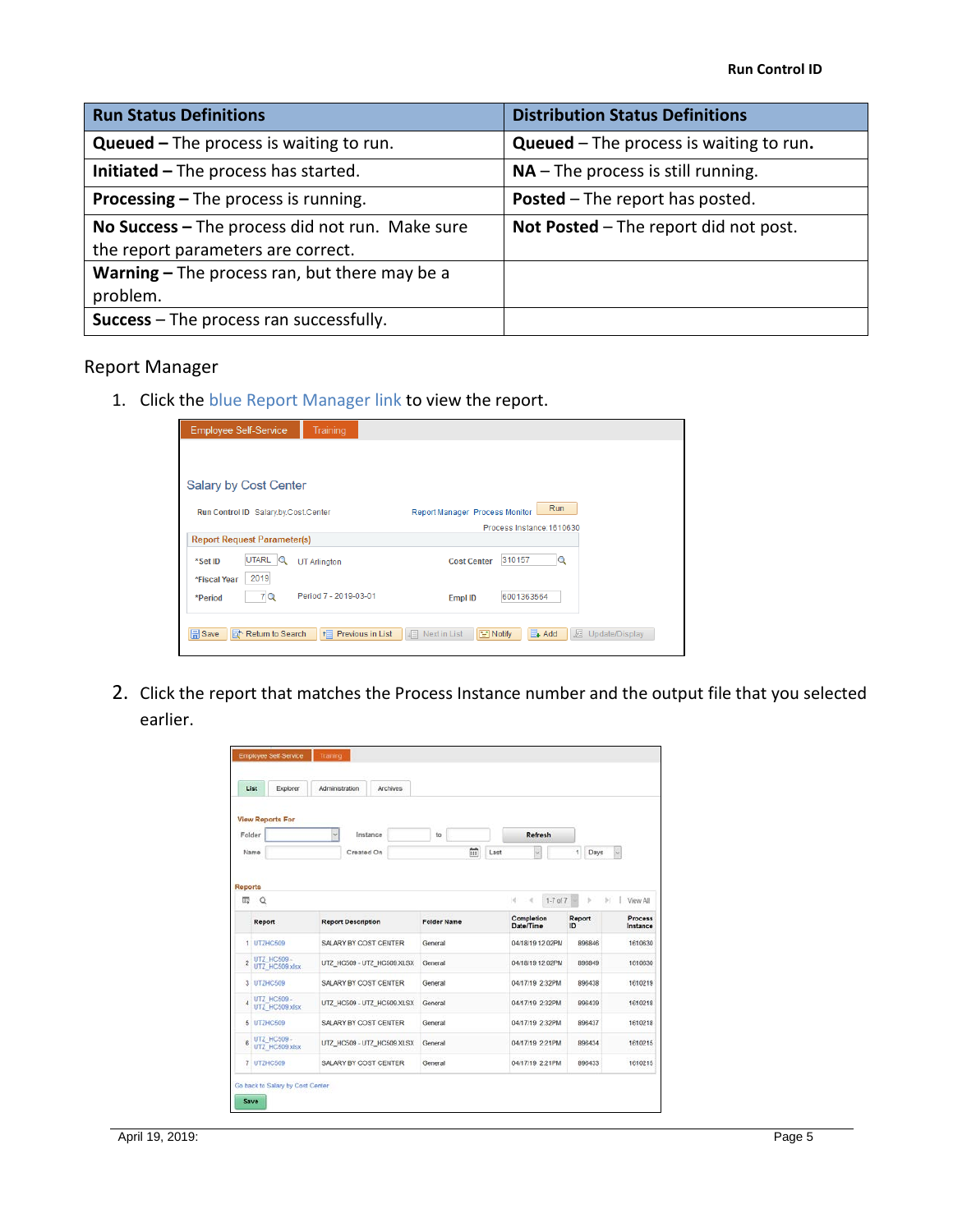| Run Status Definitions | Distribution Status Definitions |
|---|---|
| **Queued –** The process is waiting to run. | **Queued** – The process is waiting to run. |
| **Initiated –** The process has started. | **NA** – The process is still running. |
| **Processing –** The process is running. | **Posted** – The report has posted. |
| **No Success –** The process did not run. Make sure the report parameters are correct. | **Not Posted** – The report did not post. |
| **Warning –** The process ran, but there may be a problem. | |
| **Success** – The process ran successfully. | |

## Report Manager

1. Click the blue Report Manager link to view the report.

2. Click the report that matches the Process Instance number and the output file that you selected earlier.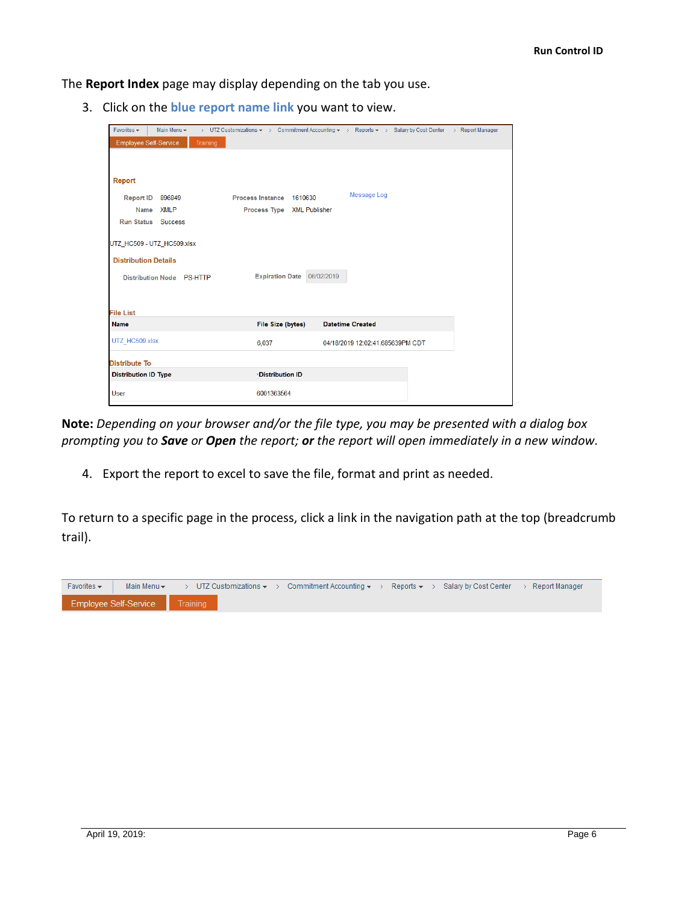The **Report Index** page may display depending on the tab you use.

3. Click on the **blue report name link** you want to view.

Favorites ▾ | Main Menu ▾ > UTZ Customizations ▾ > Commitment Accounting ▾ > Reports ▾ > Salary by Cost Center > Report Manager

Employee Self-Service | Training

**Report**

Report ID 896849 | Process Instance 1610630 | Message Log

Name XMLP | Process Type XML Publisher

Run Status Success

UTZ_HC509 - UTZ_HC509.xlsx

**Distribution Details**

Distribution Node PS-HTTP | Expiration Date 06/02/2019

**File List**

| Name | File Size (bytes) | Datetime Created |
|---|---|---|
| UTZ_HC509.xlsx | 6,037 | 04/18/2019 12:02:41.685639PM CDT |

**Distribute To**

| Distribution ID Type | *Distribution ID |
|---|---|
| User | 6001363564 |

**Note:** *Depending on your browser and/or the file type, you may be presented with a dialog box prompting you to* ***Save*** *or* ***Open*** *the report;* ***or*** *the report will open immediately in a new window.*

4. Export the report to excel to save the file, format and print as needed.

To return to a specific page in the process, click a link in the navigation path at the top (breadcrumb trail).

Favorites ▾ | Main Menu ▾ > UTZ Customizations ▾ > Commitment Accounting ▾ > Reports ▾ > Salary by Cost Center > Report Manager

Employee Self-Service | Training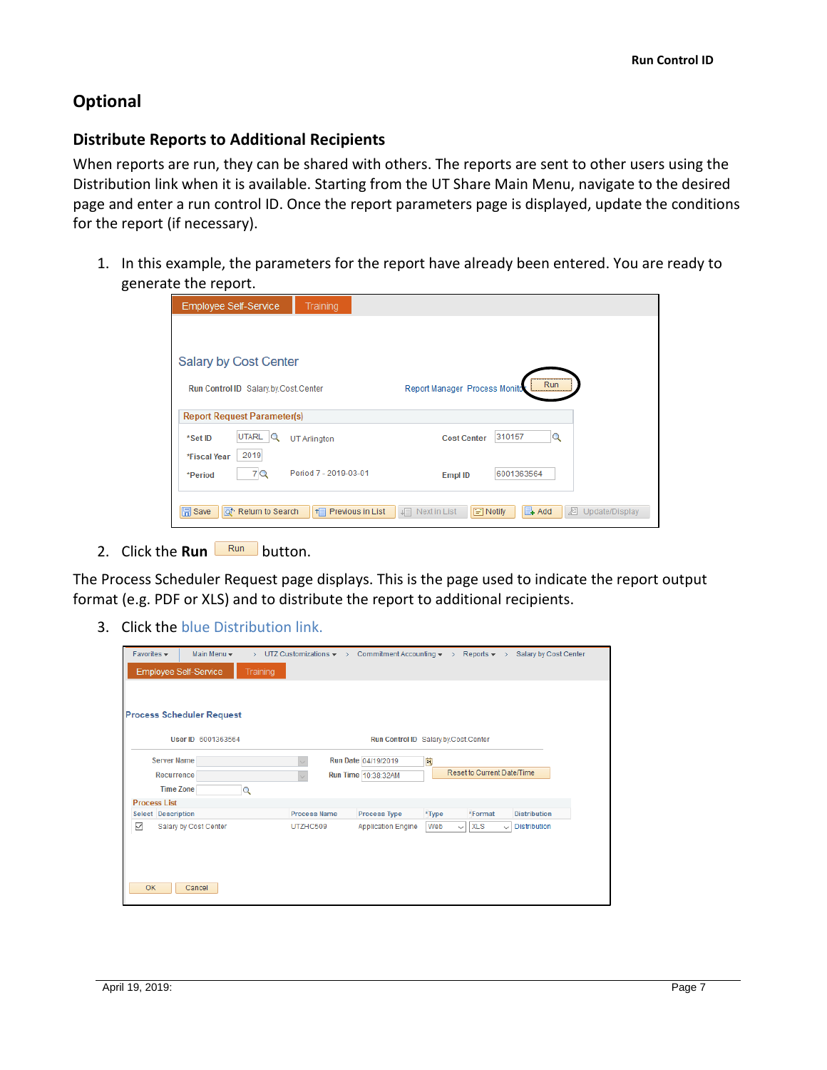## Optional

### Distribute Reports to Additional Recipients

When reports are run, they can be shared with others. The reports are sent to other users using the Distribution link when it is available. Starting from the UT Share Main Menu, navigate to the desired page and enter a run control ID. Once the report parameters page is displayed, update the conditions for the report (if necessary).

1. In this example, the parameters for the report have already been entered. You are ready to generate the report.

2. Click the **Run** button.

The Process Scheduler Request page displays. This is the page used to indicate the report output format (e.g. PDF or XLS) and to distribute the report to additional recipients.

3. Click the blue Distribution link.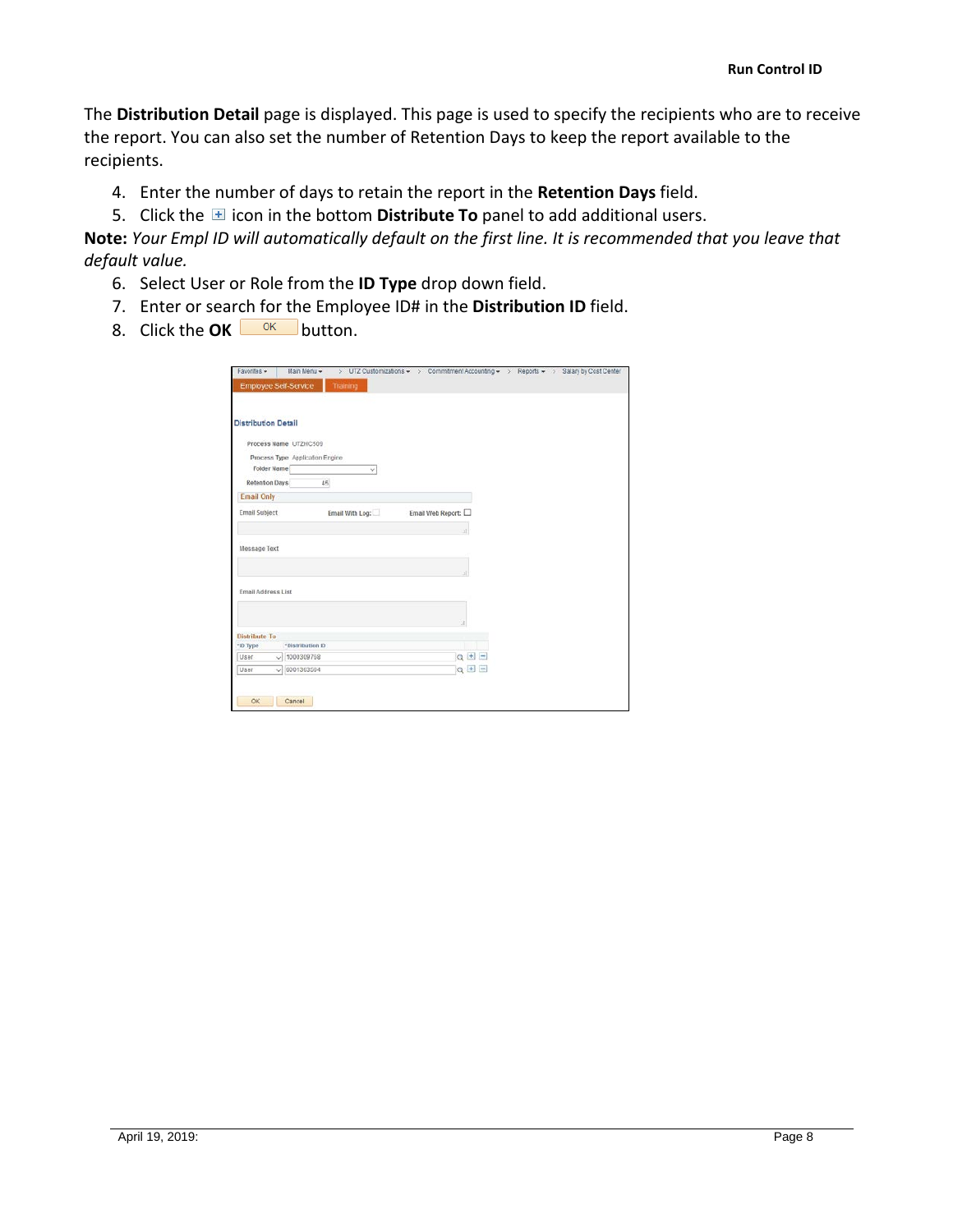The **Distribution Detail** page is displayed. This page is used to specify the recipients who are to receive the report. You can also set the number of Retention Days to keep the report available to the recipients.

4. Enter the number of days to retain the report in the **Retention Days** field.
5. Click the ⊞ icon in the bottom **Distribute To** panel to add additional users.

**Note:** *Your Empl ID will automatically default on the first line. It is recommended that you leave that default value.*

6. Select User or Role from the **ID Type** drop down field.
7. Enter or search for the Employee ID# in the **Distribution ID** field.
8. Click the **OK** OK button.